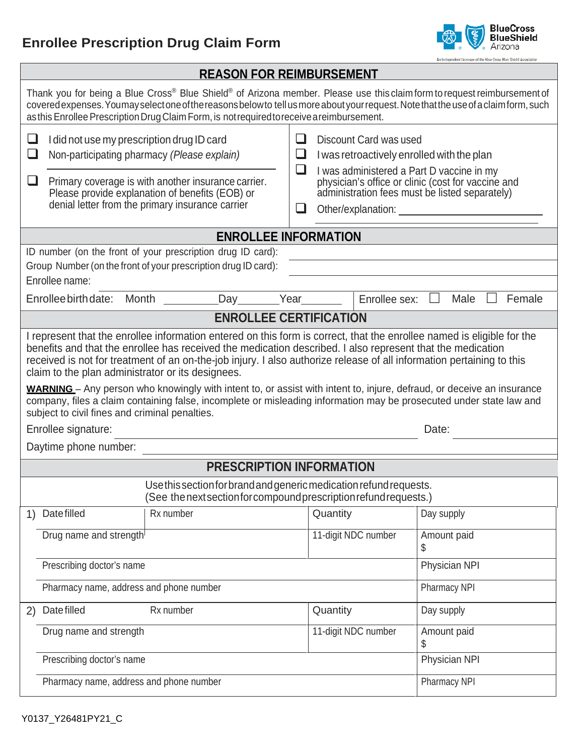# Enrollee Prescription Drug Claim Form

BlueCross BlueShield Arizona

An Independent Licensee of the Blue Cross Blue Shield Association

## REASON FOR REIMBURSEMENT

Thank you for being a Blue Cross® Blue Shield® of Arizona member. Please use this claim form to request reimbursement of covered expenses. You may select one of the reasons below to tell us more about your request. Note that the use of a claim form, such as this Enrollee Prescription Drug Claim Form, is not required to receive a reimbursement.

- ☐ I did not use my prescription drug ID card
- ☐ Non-participating pharmacy *(Please explain)* ____________________
- ☐ Primary coverage is with another insurance carrier. Please provide explanation of benefits (EOB) or denial letter from the primary insurance carrier
- ☐ Discount Card was used
- ☐ I was retroactively enrolled with the plan
- ☐ I was administered a Part D vaccine in my physician's office or clinic (cost for vaccine and administration fees must be listed separately)
- ☐ Other/explanation: ____________________

## ENROLLEE INFORMATION

ID number (on the front of your prescription drug ID card): ____________________

Group Number (on the front of your prescription drug ID card): ____________________

Enrollee name: ____________________

Enrollee birth date: Month ________ Day ________ Year ________ Enrollee sex: ☐ Male ☐ Female

## ENROLLEE CERTIFICATION

I represent that the enrollee information entered on this form is correct, that the enrollee named is eligible for the benefits and that the enrollee has received the medication described. I also represent that the medication received is not for treatment of an on-the-job injury. I also authorize release of all information pertaining to this claim to the plan administrator or its designees.

**WARNING** – Any person who knowingly with intent to, or assist with intent to, injure, defraud, or deceive an insurance company, files a claim containing false, incomplete or misleading information may be prosecuted under state law and subject to civil fines and criminal penalties.

Enrollee signature: ____________________ Date: ____________

Daytime phone number: ____________________

## PRESCRIPTION INFORMATION

Use this section for brand and generic medication refund requests.
(See the next section for compound prescription refund requests.)

| # | | | | |
|---|---|---|---|---|
| 1) | Date filled | Rx number | Quantity | Day supply |
| | Drug name and strength | | 11-digit NDC number | Amount paid $ |
| | Prescribing doctor's name | | | Physician NPI |
| | Pharmacy name, address and phone number | | | Pharmacy NPI |
| 2) | Date filled | Rx number | Quantity | Day supply |
| | Drug name and strength | | 11-digit NDC number | Amount paid $ |
| | Prescribing doctor's name | | | Physician NPI |
| | Pharmacy name, address and phone number | | | Pharmacy NPI |

Y0137_Y26481PY21_C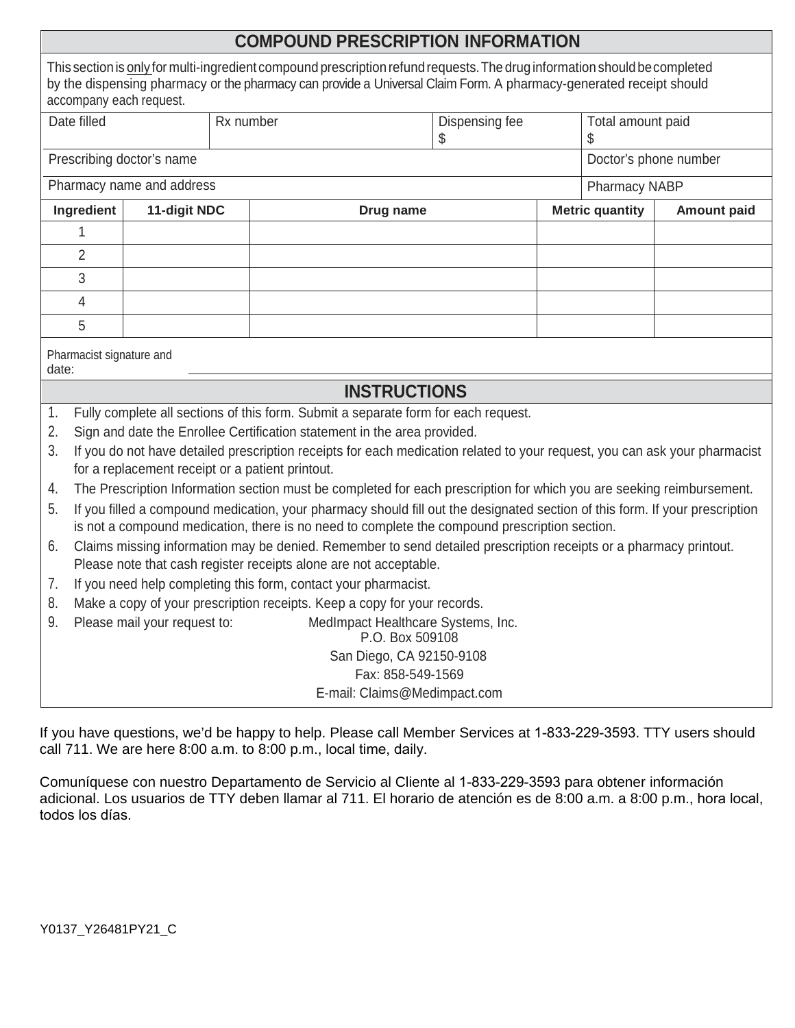## COMPOUND PRESCRIPTION INFORMATION

This section is only for multi-ingredient compound prescription refund requests. The drug information should be completed by the dispensing pharmacy or the pharmacy can provide a Universal Claim Form. A pharmacy-generated receipt should accompany each request.

| Date filled | Rx number | Dispensing fee $ | Total amount paid $ |
|---|---|---|---|
| Prescribing doctor's name | | | Doctor's phone number |
| Pharmacy name and address | | | Pharmacy NABP |

| Ingredient | 11-digit NDC | Drug name | Metric quantity | Amount paid |
|---|---|---|---|---|
| 1 | | | | |
| 2 | | | | |
| 3 | | | | |
| 4 | | | | |
| 5 | | | | |

Pharmacist signature and date: ______________________________

## INSTRUCTIONS

1. Fully complete all sections of this form. Submit a separate form for each request.
2. Sign and date the Enrollee Certification statement in the area provided.
3. If you do not have detailed prescription receipts for each medication related to your request, you can ask your pharmacist for a replacement receipt or a patient printout.
4. The Prescription Information section must be completed for each prescription for which you are seeking reimbursement.
5. If you filled a compound medication, your pharmacy should fill out the designated section of this form. If your prescription is not a compound medication, there is no need to complete the compound prescription section.
6. Claims missing information may be denied. Remember to send detailed prescription receipts or a pharmacy printout. Please note that cash register receipts alone are not acceptable.
7. If you need help completing this form, contact your pharmacist.
8. Make a copy of your prescription receipts. Keep a copy for your records.
9. Please mail your request to: MedImpact Healthcare Systems, Inc.
   P.O. Box 509108
   San Diego, CA 92150-9108
   Fax: 858-549-1569
   E-mail: Claims@Medimpact.com

If you have questions, we'd be happy to help. Please call Member Services at 1-833-229-3593. TTY users should call 711. We are here 8:00 a.m. to 8:00 p.m., local time, daily.

Comuníquese con nuestro Departamento de Servicio al Cliente al 1-833-229-3593 para obtener información adicional. Los usuarios de TTY deben llamar al 711. El horario de atención es de 8:00 a.m. a 8:00 p.m., hora local, todos los días.

Y0137_Y26481PY21_C